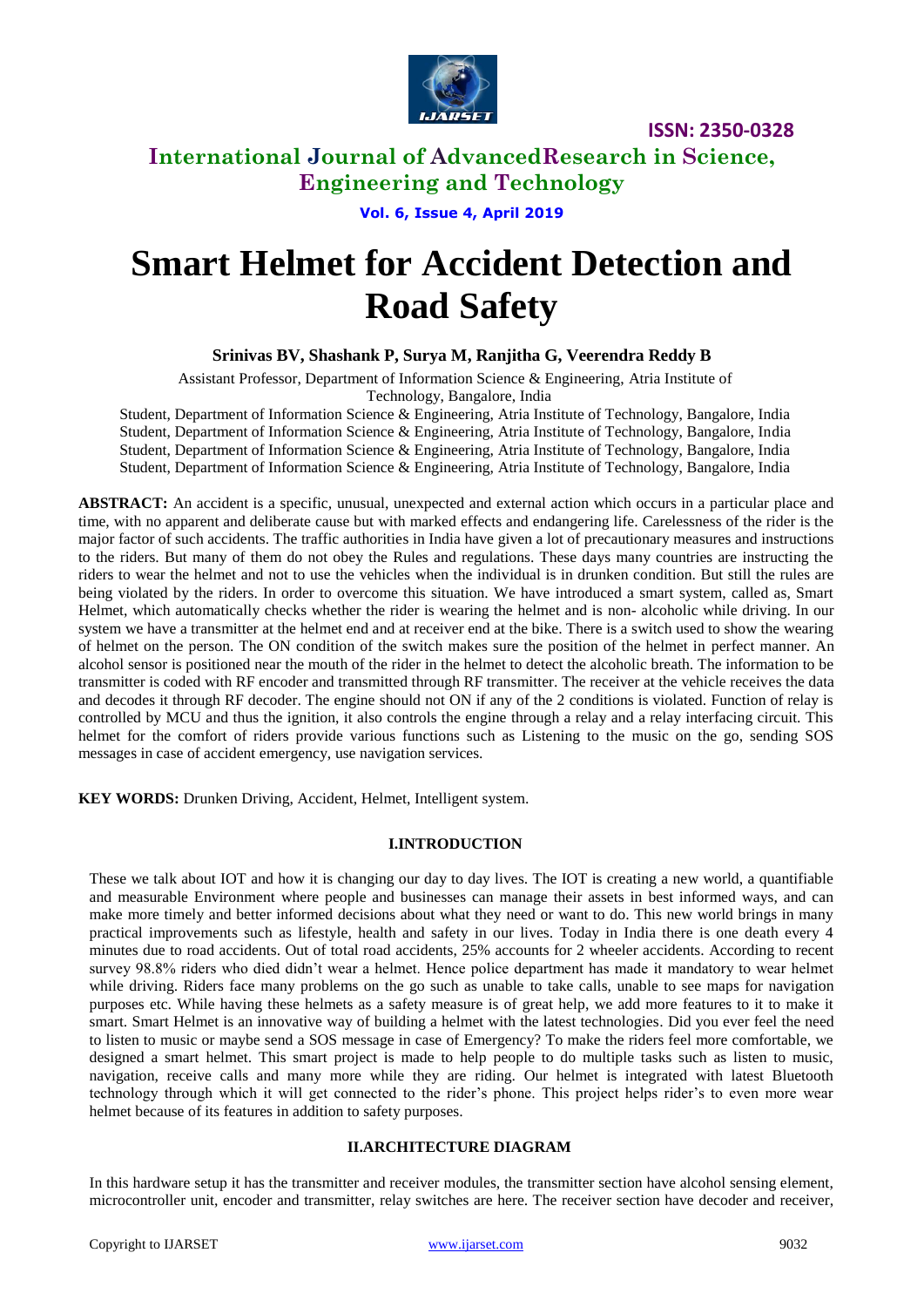# Smart Helmet for Accident Detection and Road Safety

**Srinivas BV, Shashank P, Surya M, Ranjitha G, Veerendra Reddy B**

Assistant Professor, Department of Information Science & Engineering, Atria Institute of Technology, Bangalore, India

Student, Department of Information Science & Engineering, Atria Institute of Technology, Bangalore, India

Student, Department of Information Science & Engineering, Atria Institute of Technology, Bangalore, India

Student, Department of Information Science & Engineering, Atria Institute of Technology, Bangalore, India

Student, Department of Information Science & Engineering, Atria Institute of Technology, Bangalore, India

**ABSTRACT:** An accident is a specific, unusual, unexpected and external action which occurs in a particular place and time, with no apparent and deliberate cause but with marked effects and endangering life. Carelessness of the rider is the major factor of such accidents. The traffic authorities in India have given a lot of precautionary measures and instructions to the riders. But many of them do not obey the Rules and regulations. These days many countries are instructing the riders to wear the helmet and not to use the vehicles when the individual is in drunken condition. But still the rules are being violated by the riders. In order to overcome this situation. We have introduced a smart system, called as, Smart Helmet, which automatically checks whether the rider is wearing the helmet and is non- alcoholic while driving. In our system we have a transmitter at the helmet end and at receiver end at the bike. There is a switch used to show the wearing of helmet on the person. The ON condition of the switch makes sure the position of the helmet in perfect manner. An alcohol sensor is positioned near the mouth of the rider in the helmet to detect the alcoholic breath. The information to be transmitter is coded with RF encoder and transmitted through RF transmitter. The receiver at the vehicle receives the data and decodes it through RF decoder. The engine should not ON if any of the 2 conditions is violated. Function of relay is controlled by MCU and thus the ignition, it also controls the engine through a relay and a relay interfacing circuit. This helmet for the comfort of riders provide various functions such as Listening to the music on the go, sending SOS messages in case of accident emergency, use navigation services.

**KEY WORDS:** Drunken Driving, Accident, Helmet, Intelligent system.

## I.INTRODUCTION

These we talk about IOT and how it is changing our day to day lives. The IOT is creating a new world, a quantifiable and measurable Environment where people and businesses can manage their assets in best informed ways, and can make more timely and better informed decisions about what they need or want to do. This new world brings in many practical improvements such as lifestyle, health and safety in our lives. Today in India there is one death every 4 minutes due to road accidents. Out of total road accidents, 25% accounts for 2 wheeler accidents. According to recent survey 98.8% riders who died didn't wear a helmet. Hence police department has made it mandatory to wear helmet while driving. Riders face many problems on the go such as unable to take calls, unable to see maps for navigation purposes etc. While having these helmets as a safety measure is of great help, we add more features to it to make it smart. Smart Helmet is an innovative way of building a helmet with the latest technologies. Did you ever feel the need to listen to music or maybe send a SOS message in case of Emergency? To make the riders feel more comfortable, we designed a smart helmet. This smart project is made to help people to do multiple tasks such as listen to music, navigation, receive calls and many more while they are riding. Our helmet is integrated with latest Bluetooth technology through which it will get connected to the rider's phone. This project helps rider's to even more wear helmet because of its features in addition to safety purposes.

## II.ARCHITECTURE DIAGRAM

In this hardware setup it has the transmitter and receiver modules, the transmitter section have alcohol sensing element, microcontroller unit, encoder and transmitter, relay switches are here. The receiver section have decoder and receiver,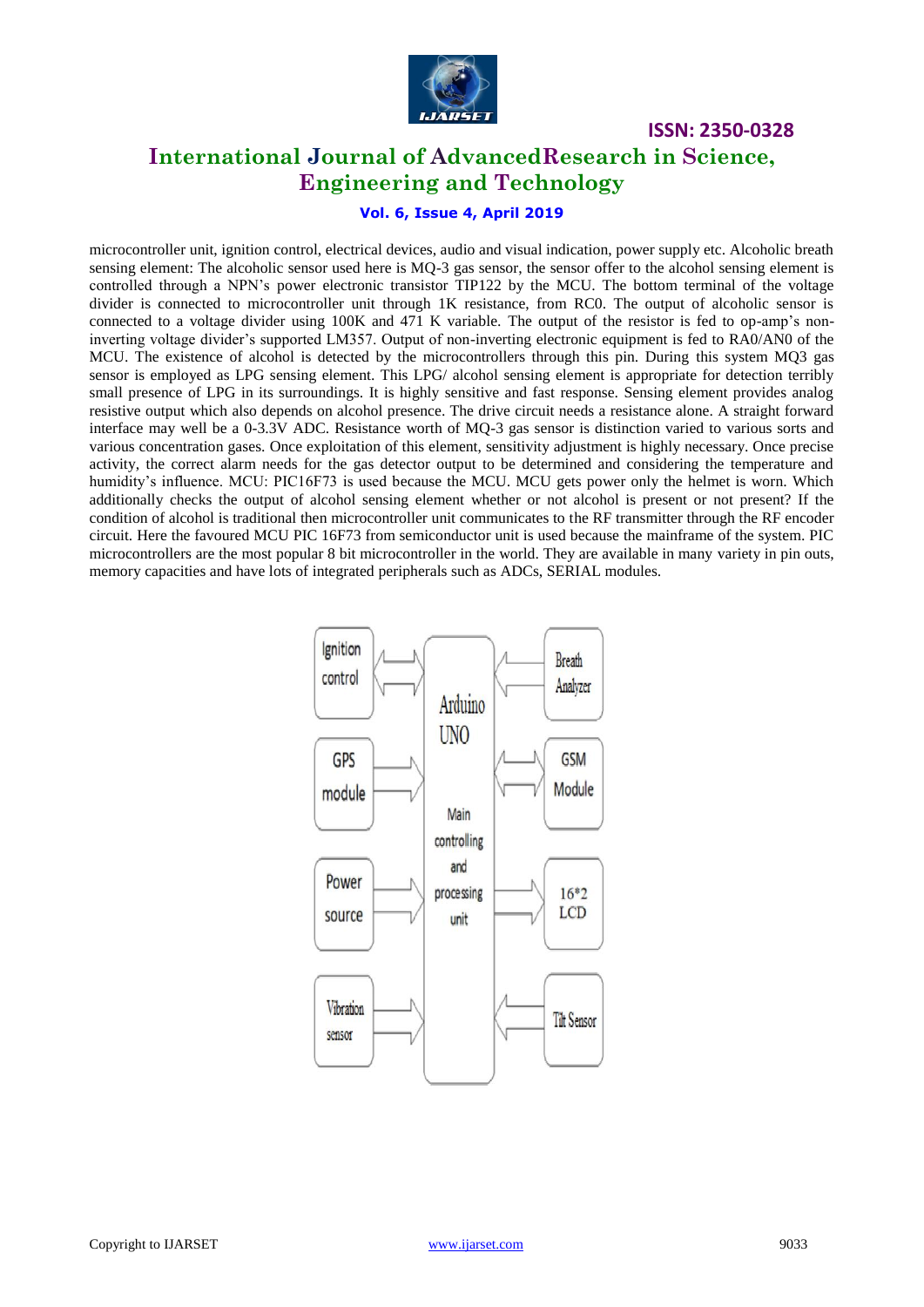microcontroller unit, ignition control, electrical devices, audio and visual indication, power supply etc. Alcoholic breath sensing element: The alcoholic sensor used here is MQ-3 gas sensor, the sensor offer to the alcohol sensing element is controlled through a NPN's power electronic transistor TIP122 by the MCU. The bottom terminal of the voltage divider is connected to microcontroller unit through 1K resistance, from RC0. The output of alcoholic sensor is connected to a voltage divider using 100K and 471 K variable. The output of the resistor is fed to op-amp's non-inverting voltage divider's supported LM357. Output of non-inverting electronic equipment is fed to RA0/AN0 of the MCU. The existence of alcohol is detected by the microcontrollers through this pin. During this system MQ3 gas sensor is employed as LPG sensing element. This LPG/ alcohol sensing element is appropriate for detection terribly small presence of LPG in its surroundings. It is highly sensitive and fast response. Sensing element provides analog resistive output which also depends on alcohol presence. The drive circuit needs a resistance alone. A straight forward interface may well be a 0-3.3V ADC. Resistance worth of MQ-3 gas sensor is distinction varied to various sorts and various concentration gases. Once exploitation of this element, sensitivity adjustment is highly necessary. Once precise activity, the correct alarm needs for the gas detector output to be determined and considering the temperature and humidity's influence. MCU: PIC16F73 is used because the MCU. MCU gets power only the helmet is worn. Which additionally checks the output of alcohol sensing element whether or not alcohol is present or not present? If the condition of alcohol is traditional then microcontroller unit communicates to the RF transmitter through the RF encoder circuit. Here the favoured MCU PIC 16F73 from semiconductor unit is used because the mainframe of the system. PIC microcontrollers are the most popular 8 bit microcontroller in the world. They are available in many variety in pin outs, memory capacities and have lots of integrated peripherals such as ADCs, SERIAL modules.

Ignition control | GPS module | Power source | Vibration sensor | Arduino UNO Main controlling and processing unit | Breath Analyzer | GSM Module | 16*2 LCD | Tilt Sensor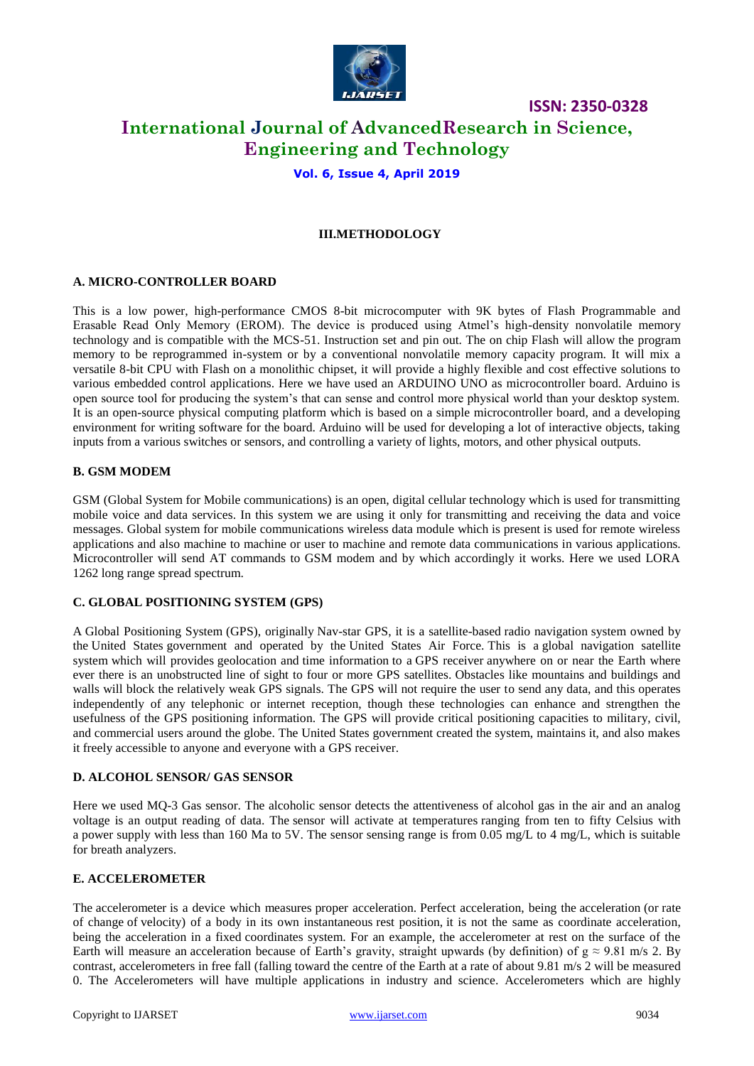## III.METHODOLOGY

### A. MICRO-CONTROLLER BOARD

This is a low power, high-performance CMOS 8-bit microcomputer with 9K bytes of Flash Programmable and Erasable Read Only Memory (EROM). The device is produced using Atmel's high-density nonvolatile memory technology and is compatible with the MCS-51. Instruction set and pin out. The on chip Flash will allow the program memory to be reprogrammed in-system or by a conventional nonvolatile memory capacity program. It will mix a versatile 8-bit CPU with Flash on a monolithic chipset, it will provide a highly flexible and cost effective solutions to various embedded control applications. Here we have used an ARDUINO UNO as microcontroller board. Arduino is open source tool for producing the system's that can sense and control more physical world than your desktop system. It is an open-source physical computing platform which is based on a simple microcontroller board, and a developing environment for writing software for the board. Arduino will be used for developing a lot of interactive objects, taking inputs from a various switches or sensors, and controlling a variety of lights, motors, and other physical outputs.

### B. GSM MODEM

GSM (Global System for Mobile communications) is an open, digital cellular technology which is used for transmitting mobile voice and data services. In this system we are using it only for transmitting and receiving the data and voice messages. Global system for mobile communications wireless data module which is present is used for remote wireless applications and also machine to machine or user to machine and remote data communications in various applications. Microcontroller will send AT commands to GSM modem and by which accordingly it works. Here we used LORA 1262 long range spread spectrum.

### C. GLOBAL POSITIONING SYSTEM (GPS)

A Global Positioning System (GPS), originally Nav-star GPS, it is a satellite-based radio navigation system owned by the United States government and operated by the United States Air Force. This is a global navigation satellite system which will provides geolocation and time information to a GPS receiver anywhere on or near the Earth where ever there is an unobstructed line of sight to four or more GPS satellites. Obstacles like mountains and buildings and walls will block the relatively weak GPS signals. The GPS will not require the user to send any data, and this operates independently of any telephonic or internet reception, though these technologies can enhance and strengthen the usefulness of the GPS positioning information. The GPS will provide critical positioning capacities to military, civil, and commercial users around the globe. The United States government created the system, maintains it, and also makes it freely accessible to anyone and everyone with a GPS receiver.

### D. ALCOHOL SENSOR/ GAS SENSOR

Here we used MQ-3 Gas sensor. The alcoholic sensor detects the attentiveness of alcohol gas in the air and an analog voltage is an output reading of data. The sensor will activate at temperatures ranging from ten to fifty Celsius with a power supply with less than 160 Ma to 5V. The sensor sensing range is from 0.05 mg/L to 4 mg/L, which is suitable for breath analyzers.

### E. ACCELEROMETER

The accelerometer is a device which measures proper acceleration. Perfect acceleration, being the acceleration (or rate of change of velocity) of a body in its own instantaneous rest position, it is not the same as coordinate acceleration, being the acceleration in a fixed coordinates system. For an example, the accelerometer at rest on the surface of the Earth will measure an acceleration because of Earth's gravity, straight upwards (by definition) of $g \approx 9.81$ m/s 2. By contrast, accelerometers in free fall (falling toward the centre of the Earth at a rate of about 9.81 m/s 2 will be measured 0. The Accelerometers will have multiple applications in industry and science. Accelerometers which are highly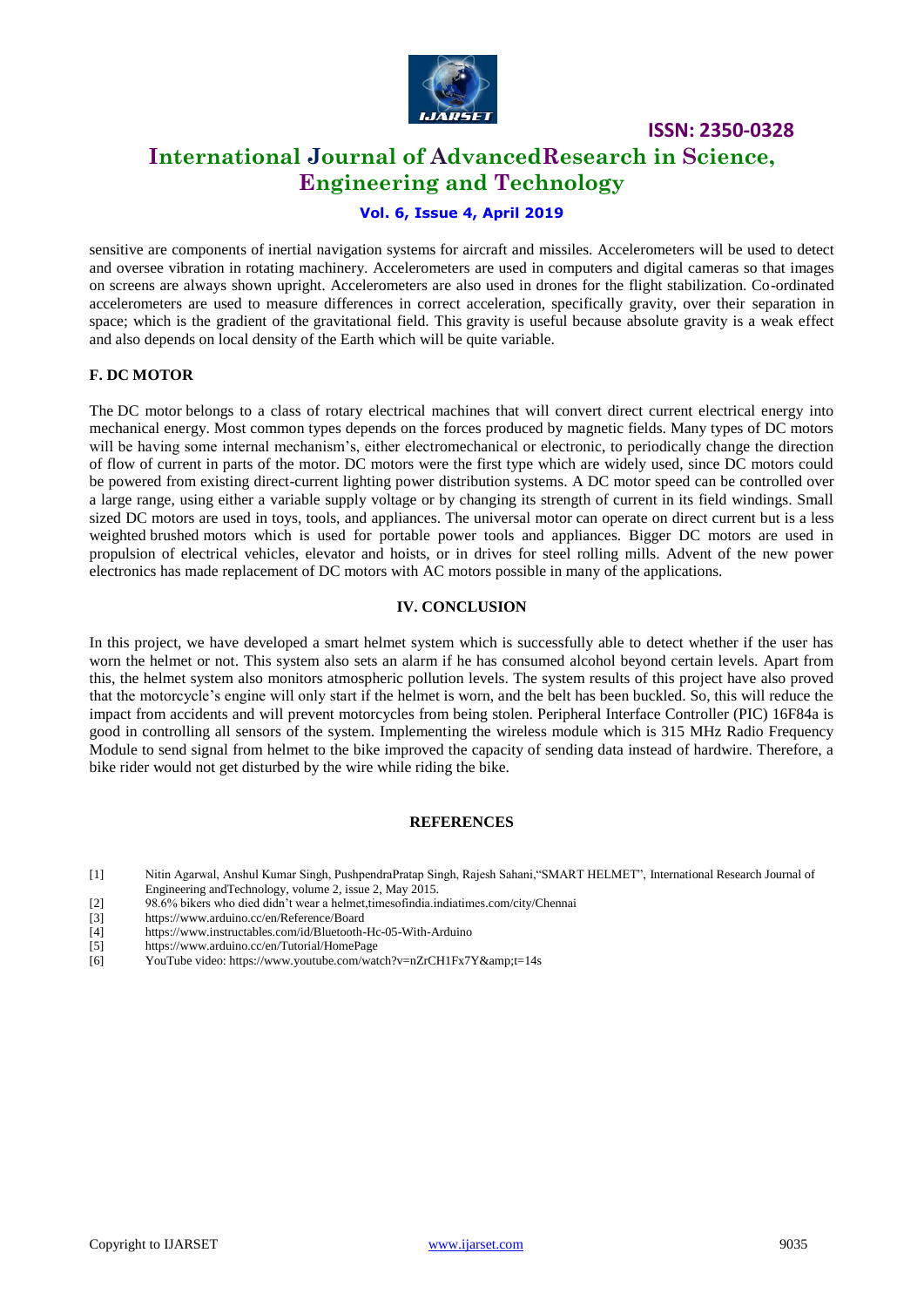sensitive are components of inertial navigation systems for aircraft and missiles. Accelerometers will be used to detect and oversee vibration in rotating machinery. Accelerometers are used in computers and digital cameras so that images on screens are always shown upright. Accelerometers are also used in drones for the flight stabilization. Co-ordinated accelerometers are used to measure differences in correct acceleration, specifically gravity, over their separation in space; which is the gradient of the gravitational field. This gravity is useful because absolute gravity is a weak effect and also depends on local density of the Earth which will be quite variable.

### F. DC MOTOR

The DC motor belongs to a class of rotary electrical machines that will convert direct current electrical energy into mechanical energy. Most common types depends on the forces produced by magnetic fields. Many types of DC motors will be having some internal mechanism's, either electromechanical or electronic, to periodically change the direction of flow of current in parts of the motor. DC motors were the first type which are widely used, since DC motors could be powered from existing direct-current lighting power distribution systems. A DC motor speed can be controlled over a large range, using either a variable supply voltage or by changing its strength of current in its field windings. Small sized DC motors are used in toys, tools, and appliances. The universal motor can operate on direct current but is a less weighted brushed motors which is used for portable power tools and appliances. Bigger DC motors are used in propulsion of electrical vehicles, elevator and hoists, or in drives for steel rolling mills. Advent of the new power electronics has made replacement of DC motors with AC motors possible in many of the applications.

## IV. CONCLUSION

In this project, we have developed a smart helmet system which is successfully able to detect whether if the user has worn the helmet or not. This system also sets an alarm if he has consumed alcohol beyond certain levels. Apart from this, the helmet system also monitors atmospheric pollution levels. The system results of this project have also proved that the motorcycle's engine will only start if the helmet is worn, and the belt has been buckled. So, this will reduce the impact from accidents and will prevent motorcycles from being stolen. Peripheral Interface Controller (PIC) 16F84a is good in controlling all sensors of the system. Implementing the wireless module which is 315 MHz Radio Frequency Module to send signal from helmet to the bike improved the capacity of sending data instead of hardwire. Therefore, a bike rider would not get disturbed by the wire while riding the bike.

## REFERENCES

[1] Nitin Agarwal, Anshul Kumar Singh, PushpendraPratap Singh, Rajesh Sahani,"SMART HELMET", International Research Journal of Engineering andTechnology, volume 2, issue 2, May 2015.

[2] 98.6% bikers who died didn't wear a helmet,timesofindia.indiatimes.com/city/Chennai

[3] https://www.arduino.cc/en/Reference/Board

[4] https://www.instructables.com/id/Bluetooth-Hc-05-With-Arduino

[5] https://www.arduino.cc/en/Tutorial/HomePage

[6] YouTube video: https://www.youtube.com/watch?v=nZrCH1Fx7Y&amp;t=14s